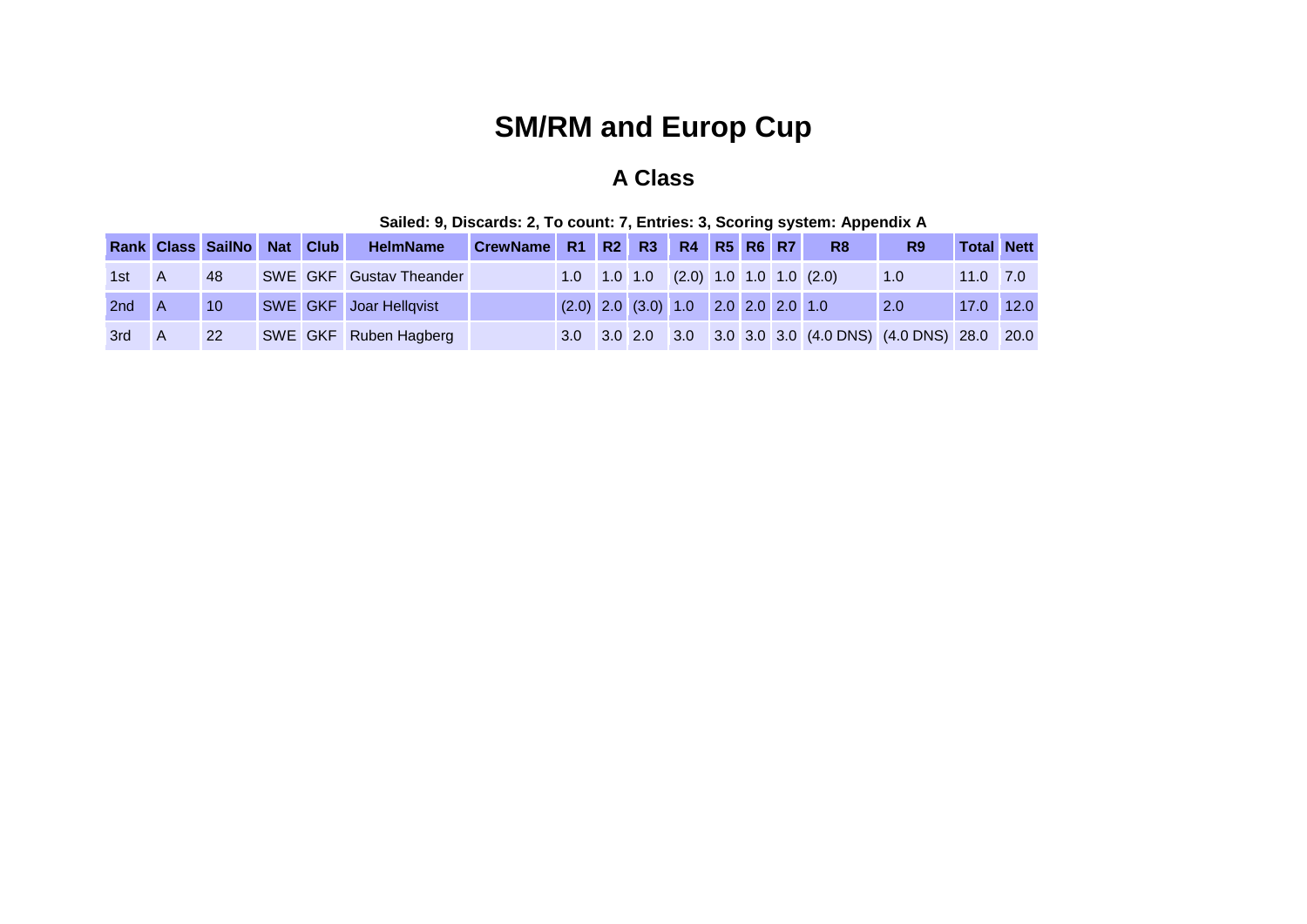# SM/RM and Europ Cup

## A Class

**Sailed: 9, Discards: 2, To count: 7, Entries: 3, Scoring system: Appendix A**

| Rank | Class | SailNo | Nat | Club | HelmName | CrewName | R1 | R2 | R3 | R4 | R5 | R6 | R7 | R8 | R9 | Total | Nett |
|---|---|---|---|---|---|---|---|---|---|---|---|---|---|---|---|---|---|
| 1st | A | 48 | SWE | GKF | Gustav Theander | | 1.0 | 1.0 | 1.0 | (2.0) | 1.0 | 1.0 | 1.0 | (2.0) | 1.0 | 11.0 | 7.0 |
| 2nd | A | 10 | SWE | GKF | Joar Hellqvist | | (2.0) | 2.0 | (3.0) | 1.0 | 2.0 | 2.0 | 2.0 | 1.0 | 2.0 | 17.0 | 12.0 |
| 3rd | A | 22 | SWE | GKF | Ruben Hagberg | | 3.0 | 3.0 | 2.0 | 3.0 | 3.0 | 3.0 | 3.0 | (4.0 DNS) | (4.0 DNS) | 28.0 | 20.0 |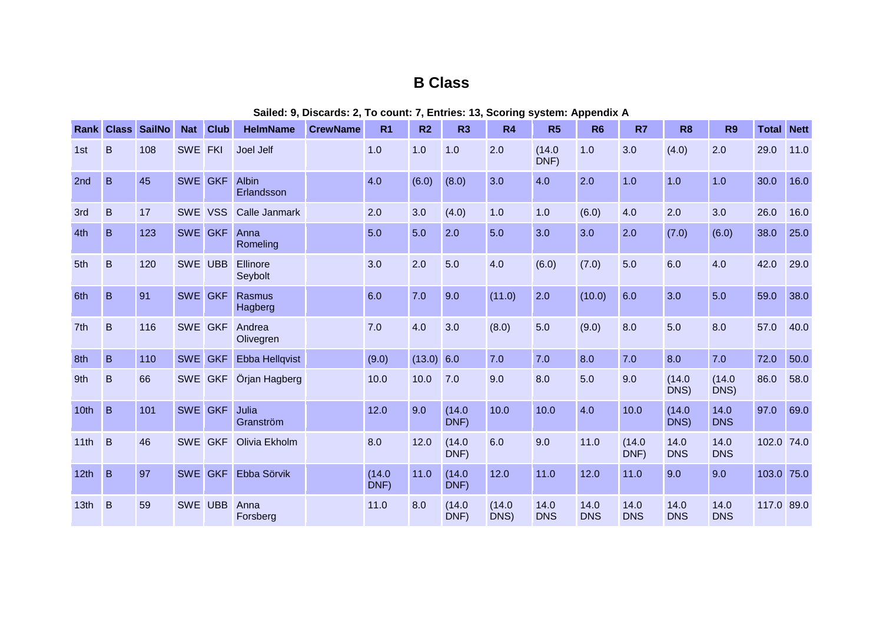# B Class

**Sailed: 9, Discards: 2, To count: 7, Entries: 13, Scoring system: Appendix A**

| Rank | Class | SailNo | Nat | Club | HelmName | CrewName | R1 | R2 | R3 | R4 | R5 | R6 | R7 | R8 | R9 | Total | Nett |
|---|---|---|---|---|---|---|---|---|---|---|---|---|---|---|---|---|---|
| 1st | B | 108 | SWE | FKI | Joel Jelf | | 1.0 | 1.0 | 1.0 | 2.0 | (14.0 DNF) | 1.0 | 3.0 | (4.0) | 2.0 | 29.0 | 11.0 |
| 2nd | B | 45 | SWE | GKF | Albin Erlandsson | | 4.0 | (6.0) | (8.0) | 3.0 | 4.0 | 2.0 | 1.0 | 1.0 | 1.0 | 30.0 | 16.0 |
| 3rd | B | 17 | SWE | VSS | Calle Janmark | | 2.0 | 3.0 | (4.0) | 1.0 | 1.0 | (6.0) | 4.0 | 2.0 | 3.0 | 26.0 | 16.0 |
| 4th | B | 123 | SWE | GKF | Anna Romeling | | 5.0 | 5.0 | 2.0 | 5.0 | 3.0 | 3.0 | 2.0 | (7.0) | (6.0) | 38.0 | 25.0 |
| 5th | B | 120 | SWE | UBB | Ellinore Seybolt | | 3.0 | 2.0 | 5.0 | 4.0 | (6.0) | (7.0) | 5.0 | 6.0 | 4.0 | 42.0 | 29.0 |
| 6th | B | 91 | SWE | GKF | Rasmus Hagberg | | 6.0 | 7.0 | 9.0 | (11.0) | 2.0 | (10.0) | 6.0 | 3.0 | 5.0 | 59.0 | 38.0 |
| 7th | B | 116 | SWE | GKF | Andrea Olivegren | | 7.0 | 4.0 | 3.0 | (8.0) | 5.0 | (9.0) | 8.0 | 5.0 | 8.0 | 57.0 | 40.0 |
| 8th | B | 110 | SWE | GKF | Ebba Hellqvist | | (9.0) | (13.0) | 6.0 | 7.0 | 7.0 | 8.0 | 7.0 | 8.0 | 7.0 | 72.0 | 50.0 |
| 9th | B | 66 | SWE | GKF | Örjan Hagberg | | 10.0 | 10.0 | 7.0 | 9.0 | 8.0 | 5.0 | 9.0 | (14.0 DNS) | (14.0 DNS) | 86.0 | 58.0 |
| 10th | B | 101 | SWE | GKF | Julia Granström | | 12.0 | 9.0 | (14.0 DNF) | 10.0 | 10.0 | 4.0 | 10.0 | (14.0 DNS) | 14.0 DNS | 97.0 | 69.0 |
| 11th | B | 46 | SWE | GKF | Olivia Ekholm | | 8.0 | 12.0 | (14.0 DNF) | 6.0 | 9.0 | 11.0 | (14.0 DNF) | 14.0 DNS | 14.0 DNS | 102.0 | 74.0 |
| 12th | B | 97 | SWE | GKF | Ebba Sörvik | | (14.0 DNF) | 11.0 | (14.0 DNF) | 12.0 | 11.0 | 12.0 | 11.0 | 9.0 | 9.0 | 103.0 | 75.0 |
| 13th | B | 59 | SWE | UBB | Anna Forsberg | | 11.0 | 8.0 | (14.0 DNF) | (14.0 DNS) | 14.0 DNS | 14.0 DNS | 14.0 DNS | 14.0 DNS | 14.0 DNS | 117.0 | 89.0 |